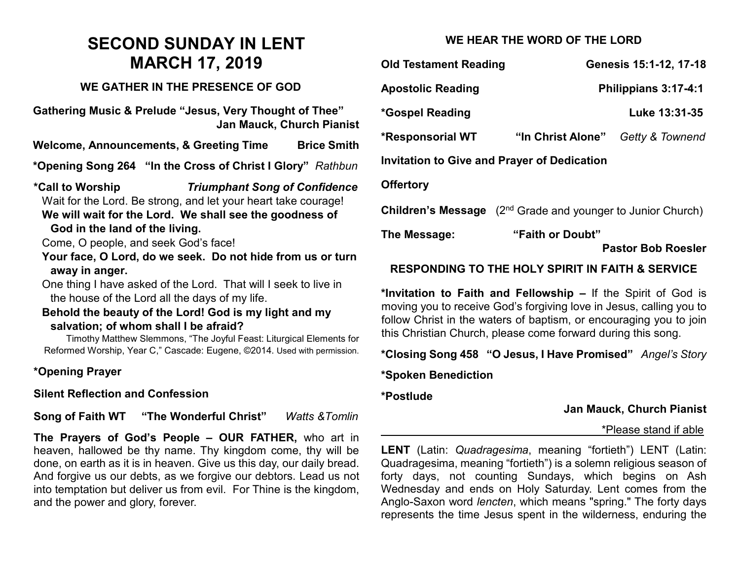# SECOND SUNDAY IN LENT
# MARCH 17, 2019

### WE GATHER IN THE PRESENCE OF GOD

**Gathering Music & Prelude "Jesus, Very Thought of Thee"**
**Jan Mauck, Church Pianist**

**Welcome, Announcements, & Greeting Time** **Brice Smith**

**\*Opening Song 264 "In the Cross of Christ I Glory"** *Rathbun*

**\*Call to Worship** ***Triumphant Song of Confidence***

Wait for the Lord. Be strong, and let your heart take courage!

**We will wait for the Lord. We shall see the goodness of God in the land of the living.**

Come, O people, and seek God's face!

**Your face, O Lord, do we seek. Do not hide from us or turn away in anger.**

One thing I have asked of the Lord. That will I seek to live in the house of the Lord all the days of my life.

**Behold the beauty of the Lord! God is my light and my salvation; of whom shall I be afraid?**

Timothy Matthew Slemmons, "The Joyful Feast: Liturgical Elements for Reformed Worship, Year C," Cascade: Eugene, ©2014. Used with permission.

**\*Opening Prayer**

**Silent Reflection and Confession**

**Song of Faith WT "The Wonderful Christ"** *Watts &Tomlin*

**The Prayers of God's People – OUR FATHER,** who art in heaven, hallowed be thy name. Thy kingdom come, thy will be done, on earth as it is in heaven. Give us this day, our daily bread. And forgive us our debts, as we forgive our debtors. Lead us not into temptation but deliver us from evil. For Thine is the kingdom, and the power and glory, forever.

### WE HEAR THE WORD OF THE LORD

**Old Testament Reading** **Genesis 15:1-12, 17-18**

**Apostolic Reading** **Philippians 3:17-4:1**

**\*Gospel Reading** **Luke 13:31-35**

**\*Responsorial WT "In Christ Alone"** *Getty & Townend*

**Invitation to Give and Prayer of Dedication**

**Offertory**

**Children's Message** (2nd Grade and younger to Junior Church)

**The Message: "Faith or Doubt"**
**Pastor Bob Roesler**

### RESPONDING TO THE HOLY SPIRIT IN FAITH & SERVICE

**\*Invitation to Faith and Fellowship –** If the Spirit of God is moving you to receive God's forgiving love in Jesus, calling you to follow Christ in the waters of baptism, or encouraging you to join this Christian Church, please come forward during this song.

**\*Closing Song 458 "O Jesus, I Have Promised"** *Angel's Story*

**\*Spoken Benediction**

**\*Postlude**
**Jan Mauck, Church Pianist**

\*Please stand if able

---

**LENT** (Latin: *Quadragesima*, meaning "fortieth") LENT (Latin: Quadragesima, meaning "fortieth") is a solemn religious season of forty days, not counting Sundays, which begins on Ash Wednesday and ends on Holy Saturday. Lent comes from the Anglo-Saxon word *lencten*, which means "spring." The forty days represents the time Jesus spent in the wilderness, enduring the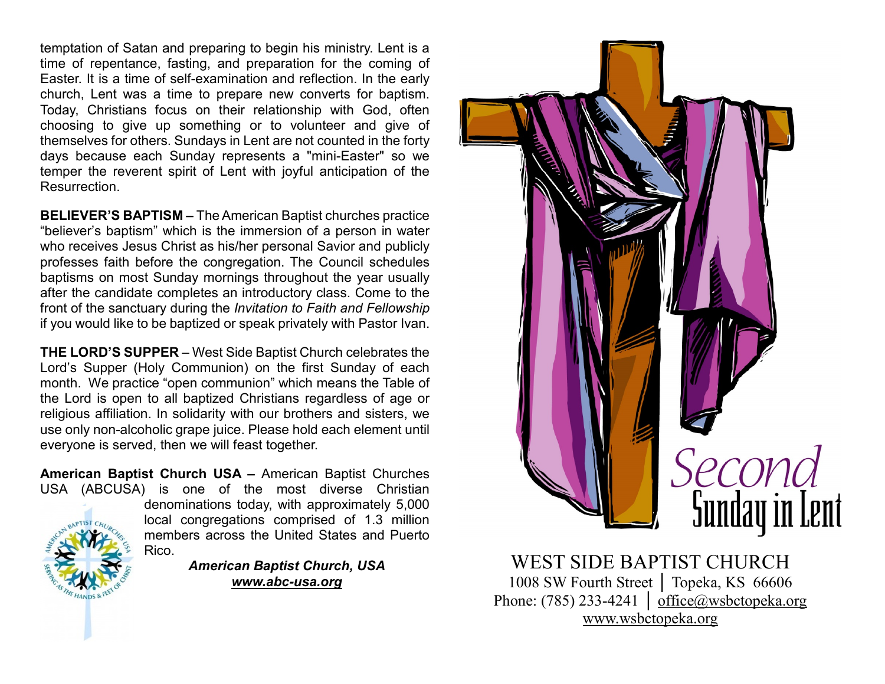temptation of Satan and preparing to begin his ministry. Lent is a time of repentance, fasting, and preparation for the coming of Easter. It is a time of self-examination and reflection. In the early church, Lent was a time to prepare new converts for baptism. Today, Christians focus on their relationship with God, often choosing to give up something or to volunteer and give of themselves for others. Sundays in Lent are not counted in the forty days because each Sunday represents a "mini-Easter" so we temper the reverent spirit of Lent with joyful anticipation of the Resurrection.

**BELIEVER'S BAPTISM –** The American Baptist churches practice "believer's baptism" which is the immersion of a person in water who receives Jesus Christ as his/her personal Savior and publicly professes faith before the congregation. The Council schedules baptisms on most Sunday mornings throughout the year usually after the candidate completes an introductory class. Come to the front of the sanctuary during the *Invitation to Faith and Fellowship* if you would like to be baptized or speak privately with Pastor Ivan.

**THE LORD'S SUPPER** – West Side Baptist Church celebrates the Lord's Supper (Holy Communion) on the first Sunday of each month. We practice "open communion" which means the Table of the Lord is open to all baptized Christians regardless of age or religious affiliation. In solidarity with our brothers and sisters, we use only non-alcoholic grape juice. Please hold each element until everyone is served, then we will feast together.

**American Baptist Church USA –** American Baptist Churches USA (ABCUSA) is one of the most diverse Christian denominations today, with approximately 5,000 local congregations comprised of 1.3 million members across the United States and Puerto Rico.

***American Baptist Church, USA***
***www.abc-usa.org***

# Second Sunday in Lent

WEST SIDE BAPTIST CHURCH
1008 SW Fourth Street | Topeka, KS 66606
Phone: (785) 233-4241 | office@wsbctopeka.org
www.wsbctopeka.org